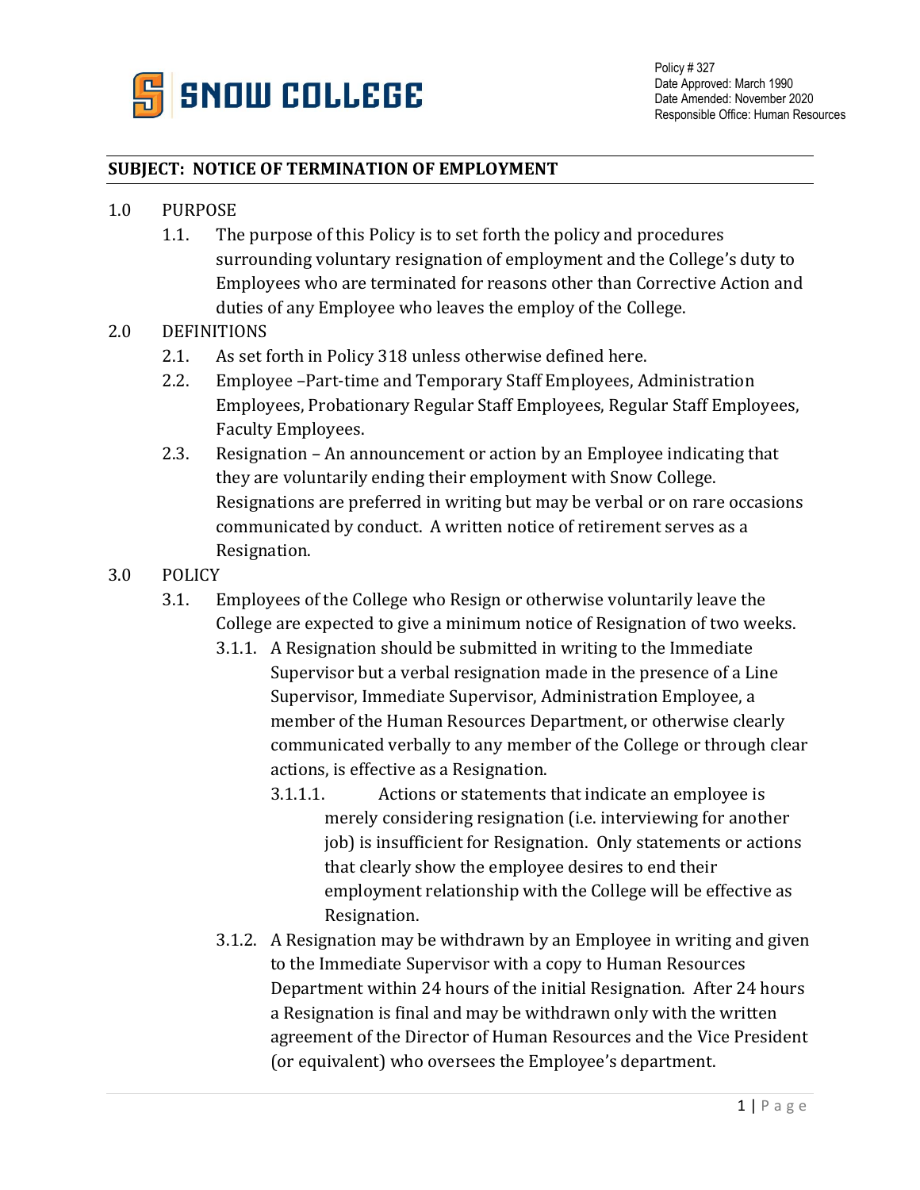SNOW COLLEGE

Policy # 327
Date Approved: March 1990
Date Amended: November 2020
Responsible Office: Human Resources

## SUBJECT: NOTICE OF TERMINATION OF EMPLOYMENT

1.0 PURPOSE

1.1. The purpose of this Policy is to set forth the policy and procedures surrounding voluntary resignation of employment and the College's duty to Employees who are terminated for reasons other than Corrective Action and duties of any Employee who leaves the employ of the College.

2.0 DEFINITIONS

2.1. As set forth in Policy 318 unless otherwise defined here.

2.2. Employee –Part-time and Temporary Staff Employees, Administration Employees, Probationary Regular Staff Employees, Regular Staff Employees, Faculty Employees.

2.3. Resignation – An announcement or action by an Employee indicating that they are voluntarily ending their employment with Snow College. Resignations are preferred in writing but may be verbal or on rare occasions communicated by conduct. A written notice of retirement serves as a Resignation.

3.0 POLICY

3.1. Employees of the College who Resign or otherwise voluntarily leave the College are expected to give a minimum notice of Resignation of two weeks.

3.1.1. A Resignation should be submitted in writing to the Immediate Supervisor but a verbal resignation made in the presence of a Line Supervisor, Immediate Supervisor, Administration Employee, a member of the Human Resources Department, or otherwise clearly communicated verbally to any member of the College or through clear actions, is effective as a Resignation.

3.1.1.1. Actions or statements that indicate an employee is merely considering resignation (i.e. interviewing for another job) is insufficient for Resignation. Only statements or actions that clearly show the employee desires to end their employment relationship with the College will be effective as Resignation.

3.1.2. A Resignation may be withdrawn by an Employee in writing and given to the Immediate Supervisor with a copy to Human Resources Department within 24 hours of the initial Resignation. After 24 hours a Resignation is final and may be withdrawn only with the written agreement of the Director of Human Resources and the Vice President (or equivalent) who oversees the Employee's department.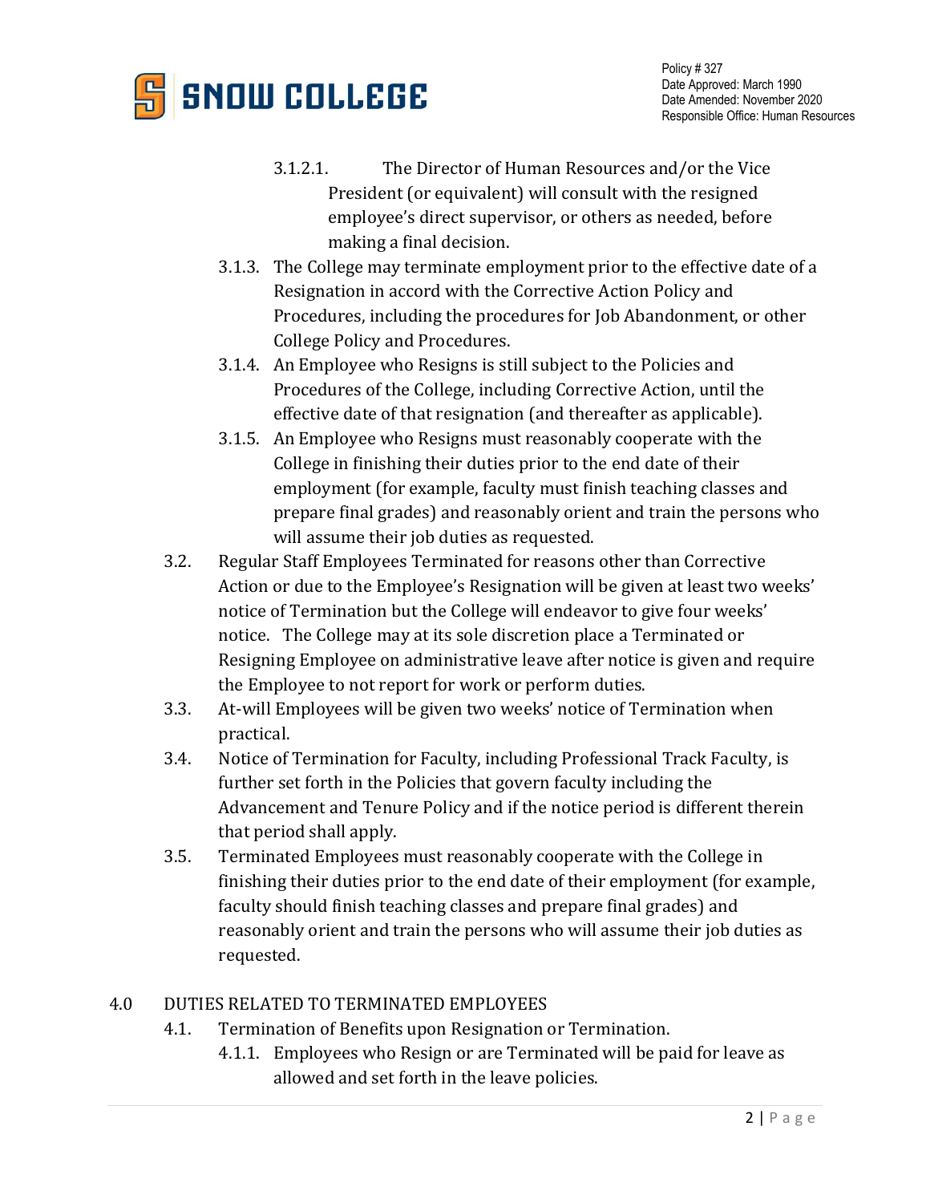3.1.2.1. The Director of Human Resources and/or the Vice President (or equivalent) will consult with the resigned employee's direct supervisor, or others as needed, before making a final decision.

3.1.3. The College may terminate employment prior to the effective date of a Resignation in accord with the Corrective Action Policy and Procedures, including the procedures for Job Abandonment, or other College Policy and Procedures.

3.1.4. An Employee who Resigns is still subject to the Policies and Procedures of the College, including Corrective Action, until the effective date of that resignation (and thereafter as applicable).

3.1.5. An Employee who Resigns must reasonably cooperate with the College in finishing their duties prior to the end date of their employment (for example, faculty must finish teaching classes and prepare final grades) and reasonably orient and train the persons who will assume their job duties as requested.

3.2. Regular Staff Employees Terminated for reasons other than Corrective Action or due to the Employee's Resignation will be given at least two weeks' notice of Termination but the College will endeavor to give four weeks' notice. The College may at its sole discretion place a Terminated or Resigning Employee on administrative leave after notice is given and require the Employee to not report for work or perform duties.

3.3. At-will Employees will be given two weeks' notice of Termination when practical.

3.4. Notice of Termination for Faculty, including Professional Track Faculty, is further set forth in the Policies that govern faculty including the Advancement and Tenure Policy and if the notice period is different therein that period shall apply.

3.5. Terminated Employees must reasonably cooperate with the College in finishing their duties prior to the end date of their employment (for example, faculty should finish teaching classes and prepare final grades) and reasonably orient and train the persons who will assume their job duties as requested.

## 4.0 DUTIES RELATED TO TERMINATED EMPLOYEES

4.1. Termination of Benefits upon Resignation or Termination.

4.1.1. Employees who Resign or are Terminated will be paid for leave as allowed and set forth in the leave policies.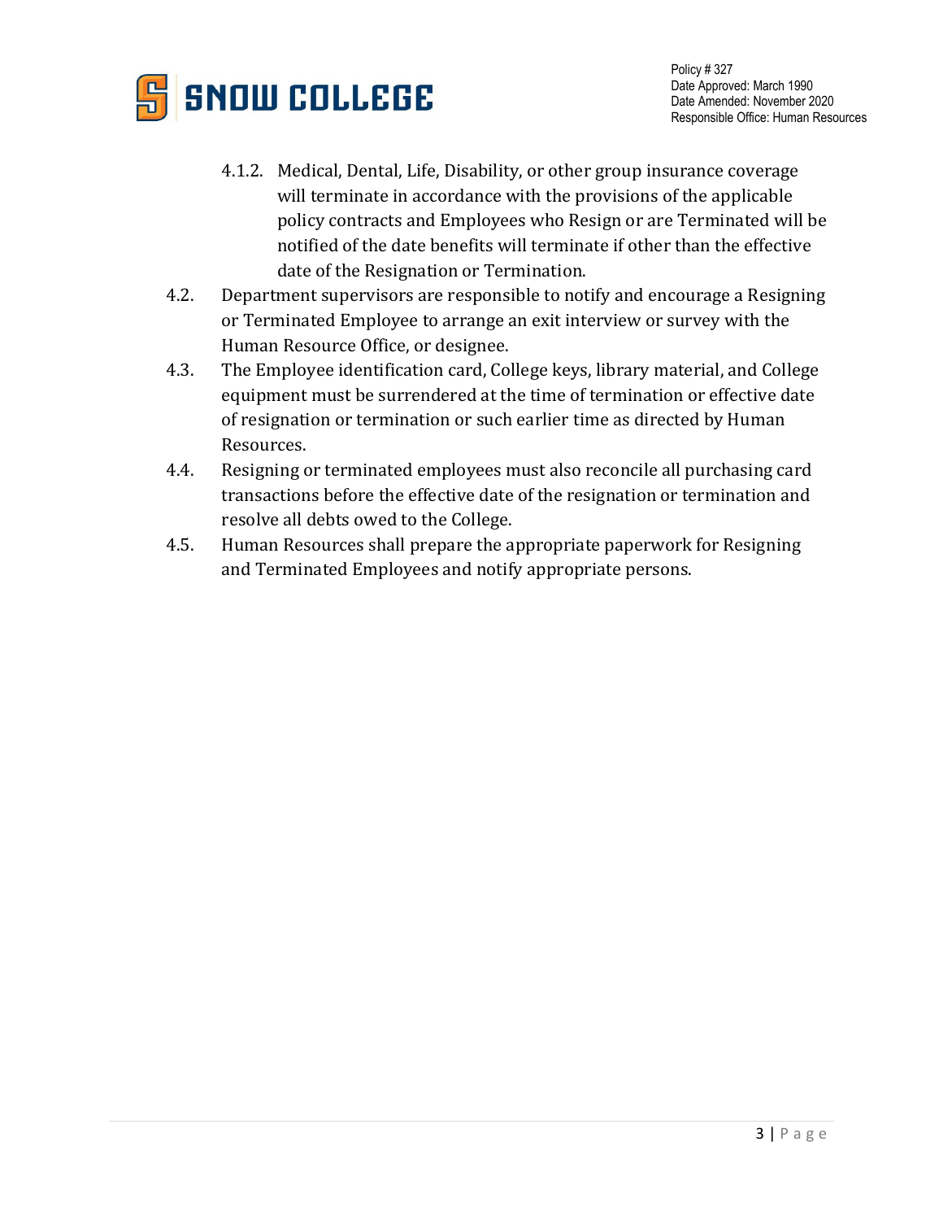4.1.2. Medical, Dental, Life, Disability, or other group insurance coverage will terminate in accordance with the provisions of the applicable policy contracts and Employees who Resign or are Terminated will be notified of the date benefits will terminate if other than the effective date of the Resignation or Termination.

4.2. Department supervisors are responsible to notify and encourage a Resigning or Terminated Employee to arrange an exit interview or survey with the Human Resource Office, or designee.

4.3. The Employee identification card, College keys, library material, and College equipment must be surrendered at the time of termination or effective date of resignation or termination or such earlier time as directed by Human Resources.

4.4. Resigning or terminated employees must also reconcile all purchasing card transactions before the effective date of the resignation or termination and resolve all debts owed to the College.

4.5. Human Resources shall prepare the appropriate paperwork for Resigning and Terminated Employees and notify appropriate persons.